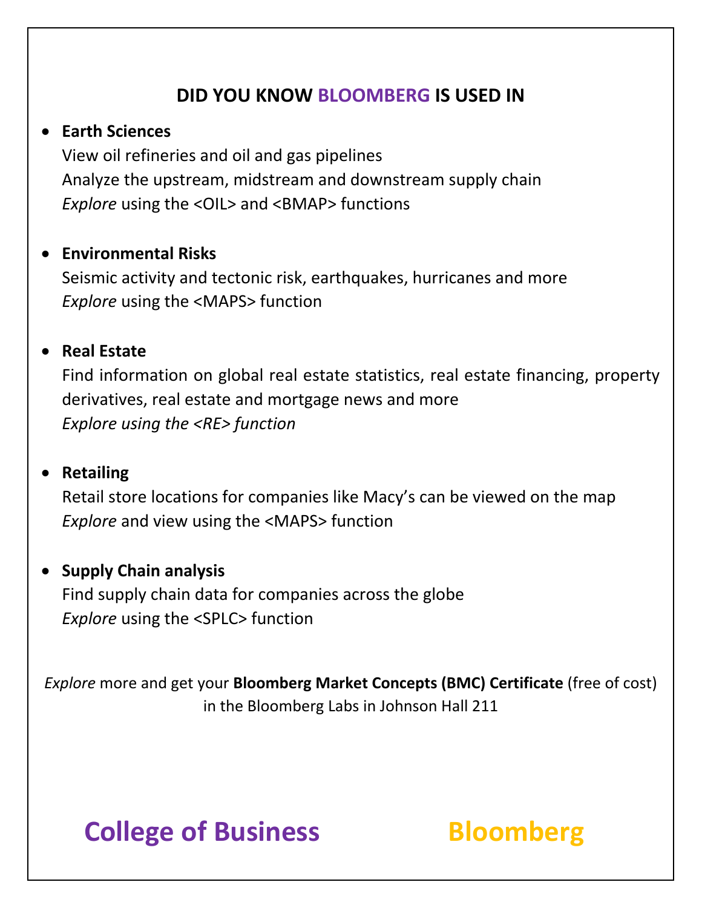# DID YOU KNOW BLOOMBERG IS USED IN

- **Earth Sciences**
  View oil refineries and oil and gas pipelines
  Analyze the upstream, midstream and downstream supply chain
  *Explore* using the <OIL> and <BMAP> functions

- **Environmental Risks**
  Seismic activity and tectonic risk, earthquakes, hurricanes and more
  *Explore* using the <MAPS> function

- **Real Estate**
  Find information on global real estate statistics, real estate financing, property derivatives, real estate and mortgage news and more
  *Explore using the <RE> function*

- **Retailing**
  Retail store locations for companies like Macy's can be viewed on the map
  *Explore* and view using the <MAPS> function

- **Supply Chain analysis**
  Find supply chain data for companies across the globe
  *Explore* using the <SPLC> function

*Explore* more and get your **Bloomberg Market Concepts (BMC) Certificate** (free of cost) in the Bloomberg Labs in Johnson Hall 211

**College of Business** **Bloomberg**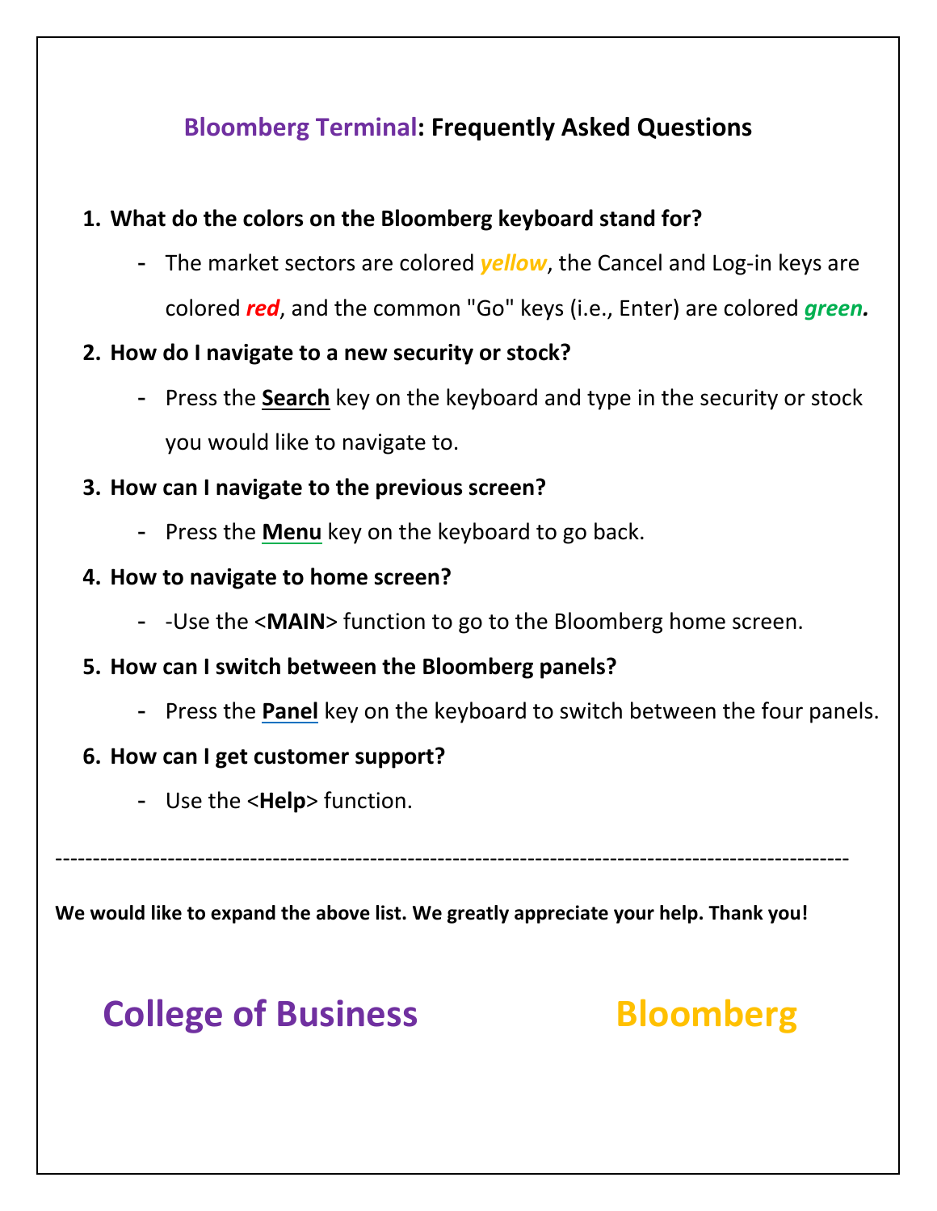## Bloomberg Terminal: Frequently Asked Questions

1. **What do the colors on the Bloomberg keyboard stand for?**
   - The market sectors are colored ***yellow***, the Cancel and Log-in keys are colored ***red***, and the common "Go" keys (i.e., Enter) are colored ***green.***
2. **How do I navigate to a new security or stock?**
   - Press the **Search** key on the keyboard and type in the security or stock you would like to navigate to.
3. **How can I navigate to the previous screen?**
   - Press the **Menu** key on the keyboard to go back.
4. **How to navigate to home screen?**
   - -Use the <**MAIN**> function to go to the Bloomberg home screen.
5. **How can I switch between the Bloomberg panels?**
   - Press the **Panel** key on the keyboard to switch between the four panels.
6. **How can I get customer support?**
   - Use the <**Help**> function.

---

**We would like to expand the above list. We greatly appreciate your help. Thank you!**

**College of Business** **Bloomberg**